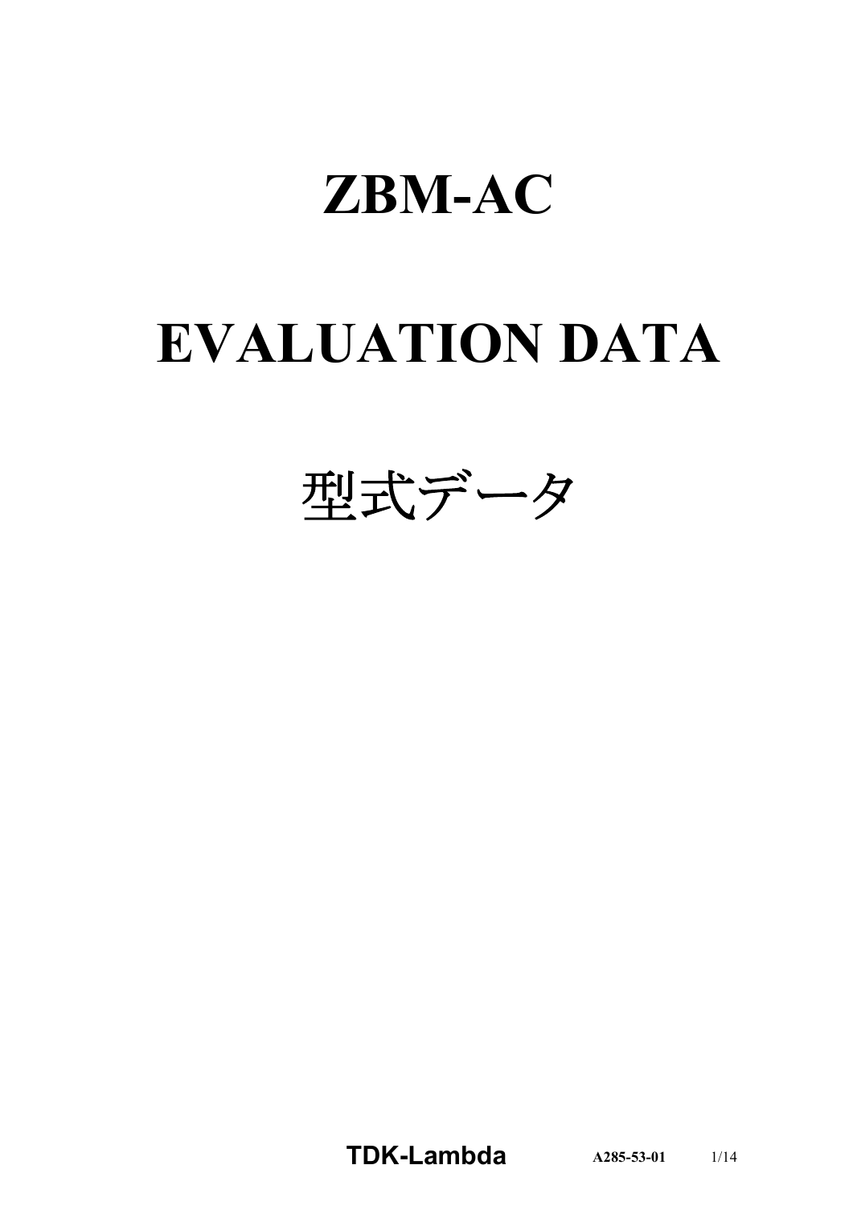# ZBM-AC

# EVALUATION DATA

# 型式データ

**TDK-Lambda** **A285-53-01**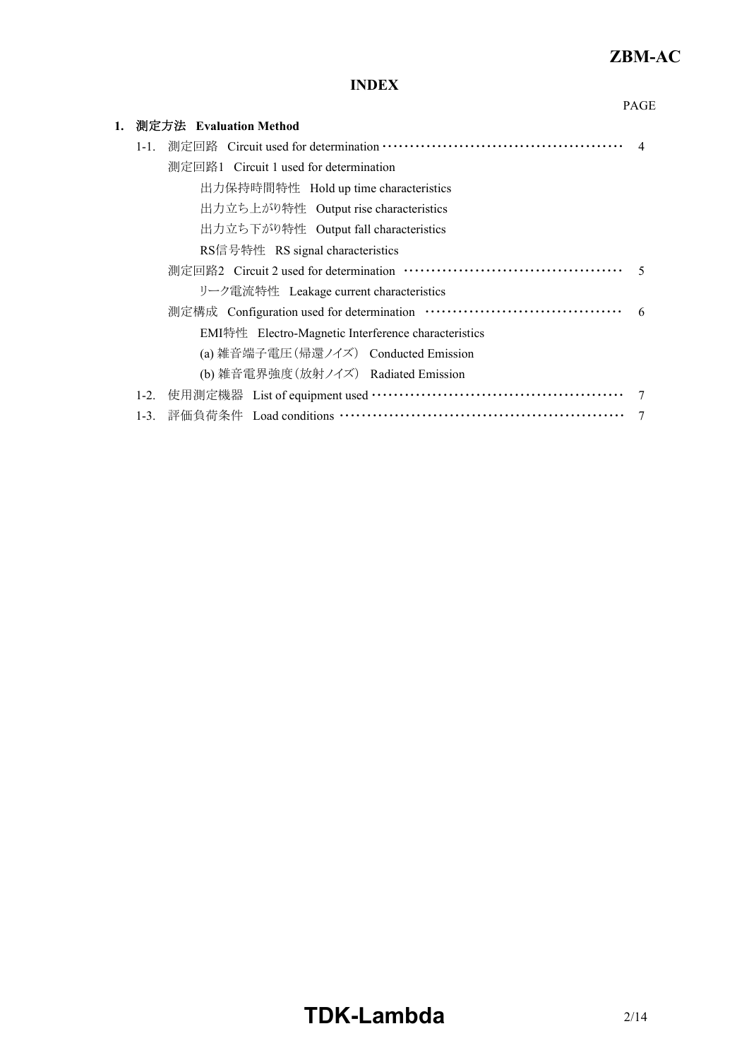## INDEX

PAGE

**1. 測定方法 Evaluation Method**

- 1-1. 測定回路 Circuit used for determination ・・・・・・・・・・・・・・・・・・・・・・・・・・・・・・・・・・・・・・・・・・・ 4
  - 測定回路1 Circuit 1 used for determination
    - 出力保持時間特性 Hold up time characteristics
    - 出力立ち上がり特性 Output rise characteristics
    - 出力立ち下がり特性 Output fall characteristics
    - RS信号特性 RS signal characteristics
  - 測定回路2 Circuit 2 used for determination ・・・・・・・・・・・・・・・・・・・・・・・・・・・・・・・・・・・・・・・ 5
    - リーク電流特性 Leakage current characteristics
  - 測定構成 Configuration used for determination ・・・・・・・・・・・・・・・・・・・・・・・・・・・・・・・・・・・ 6
    - EMI特性 Electro-Magnetic Interference characteristics
    - (a) 雑音端子電圧(帰還ノイズ) Conducted Emission
    - (b) 雑音電界強度(放射ノイズ) Radiated Emission
- 1-2. 使用測定機器 List of equipment used ・・・・・・・・・・・・・・・・・・・・・・・・・・・・・・・・・・・・・・・・・・・・・・ 7
- 1-3. 評価負荷条件 Load conditions ・・・・・・・・・・・・・・・・・・・・・・・・・・・・・・・・・・・・・・・・・・・・・・・・・・・・ 7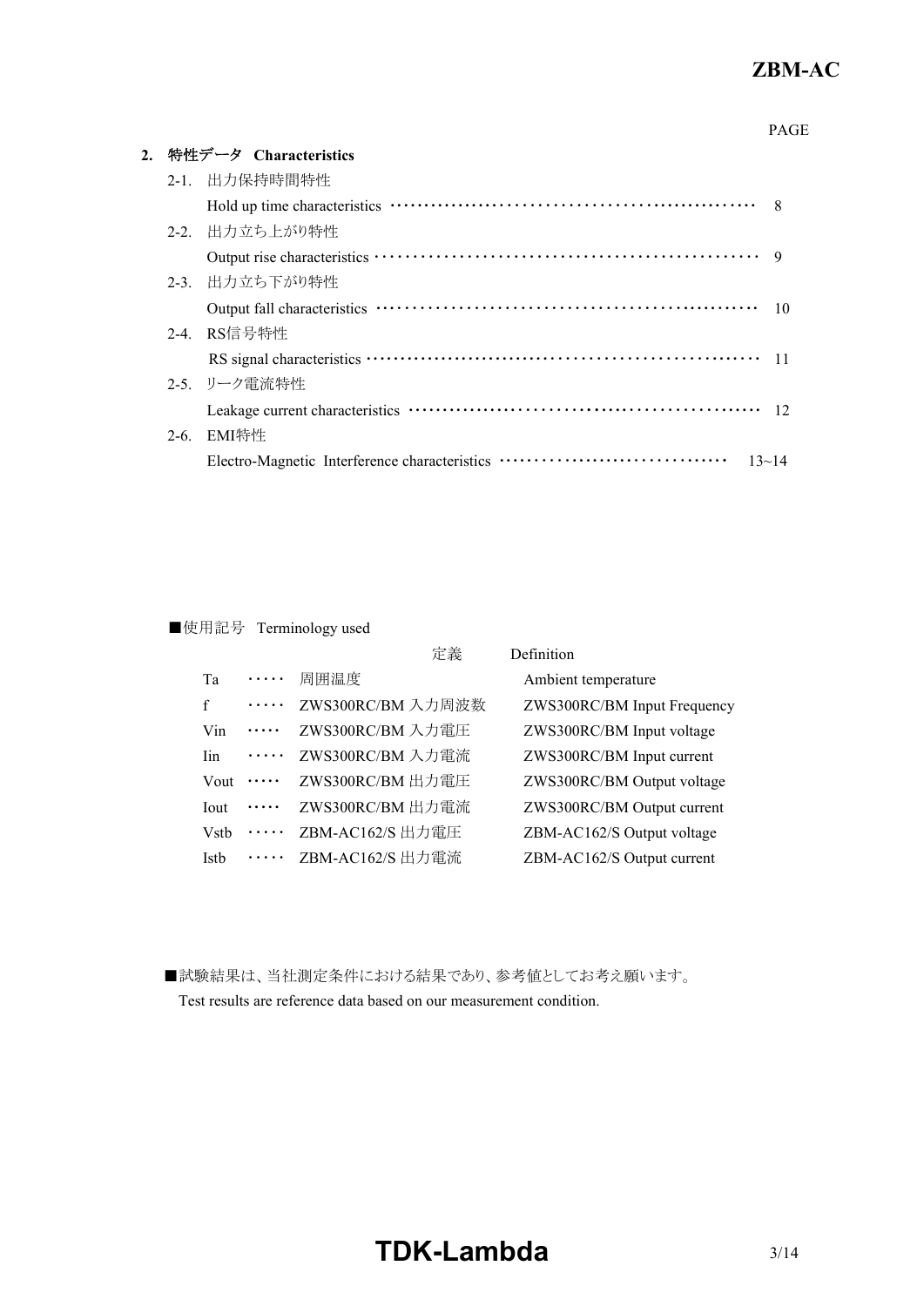PAGE

## 2. 特性データ Characteristics

2-1. 出力保持時間特性
Hold up time characteristics ······································· 8

2-2. 出力立ち上がり特性
Output rise characteristics ······································· 9

2-3. 出力立ち下がり特性
Output fall characteristics ······································· 10

2-4. RS信号特性
RS signal characteristics ······································· 11

2-5. リーク電流特性
Leakage current characteristics ······································· 12

2-6. EMI特性
Electro-Magnetic Interference characteristics ································ 13~14

■使用記号 Terminology used

| | | 定義 | Definition |
|---|---|---|---|
| Ta | ····· | 周囲温度 | Ambient temperature |
| f | ····· | ZWS300RC/BM 入力周波数 | ZWS300RC/BM Input Frequency |
| Vin | ····· | ZWS300RC/BM 入力電圧 | ZWS300RC/BM Input voltage |
| Iin | ····· | ZWS300RC/BM 入力電流 | ZWS300RC/BM Input current |
| Vout | ····· | ZWS300RC/BM 出力電圧 | ZWS300RC/BM Output voltage |
| Iout | ····· | ZWS300RC/BM 出力電流 | ZWS300RC/BM Output current |
| Vstb | ····· | ZBM-AC162/S 出力電圧 | ZBM-AC162/S Output voltage |
| Istb | ····· | ZBM-AC162/S 出力電流 | ZBM-AC162/S Output current |

■試験結果は、当社測定条件における結果であり、参考値としてお考え願います。
Test results are reference data based on our measurement condition.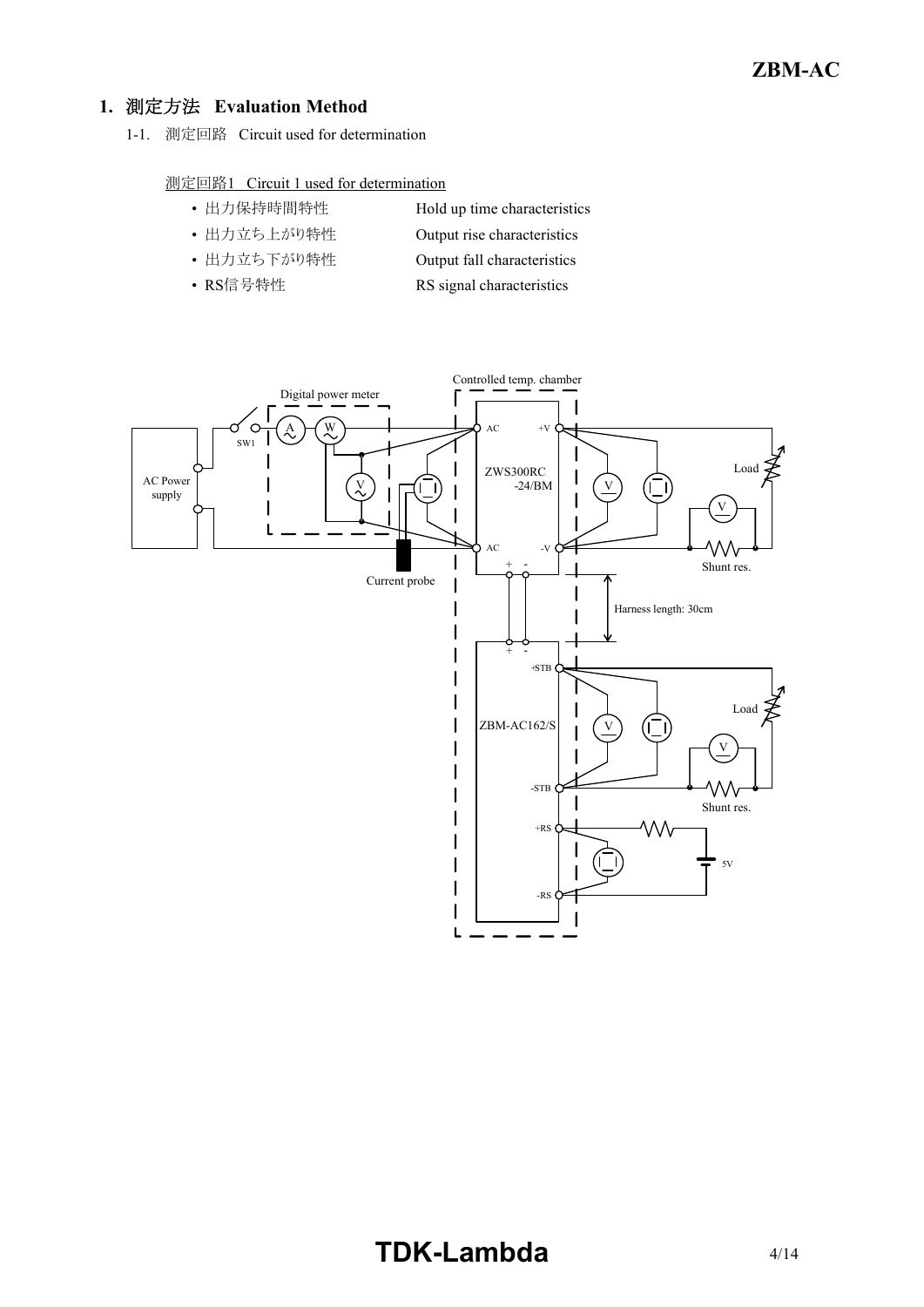## 1. 測定方法　Evaluation Method

1-1.　測定回路　Circuit used for determination

測定回路1　Circuit 1 used for determination

- 出力保持時間特性　　Hold up time characteristics
- 出力立ち上がり特性　　Output rise characteristics
- 出力立ち下がり特性　　Output fall characteristics
- RS信号特性　　RS signal characteristics

Controlled temp. chamber

Digital power meter

AC Power supply

SW1

Current probe

ZWS300RC -24/BM

AC　AC　+V　-V

Load

Shunt res.

Harness length: 30cm

ZBM-AC162/S

+STB　-STB　+RS　-RS

5V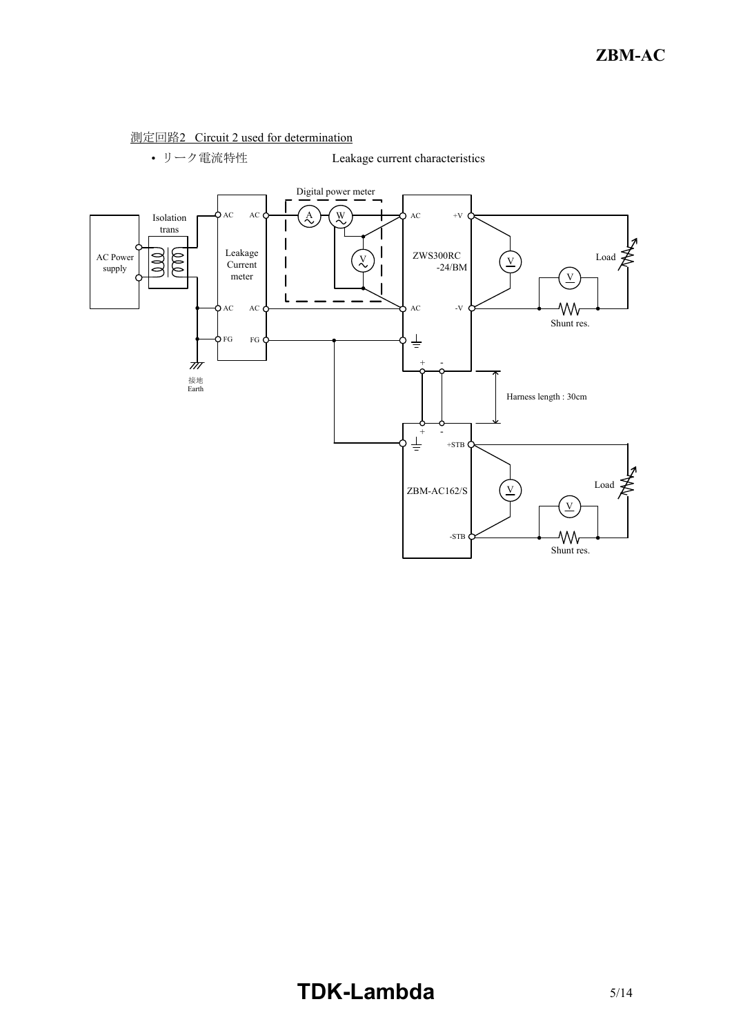測定回路2　Circuit 2 used for determination

- リーク電流特性　　　　　　Leakage current characteristics

Digital power meter

Isolation trans

AC Power supply

Leakage Current meter

AC　AC

AC　AC

FG　FG

接地 Earth

ZWS300RC -24/BM

AC　+V

AC　-V

Load

Shunt res.

Harness length : 30cm

ZBM-AC162/S

+STB

-STB

Load

Shunt res.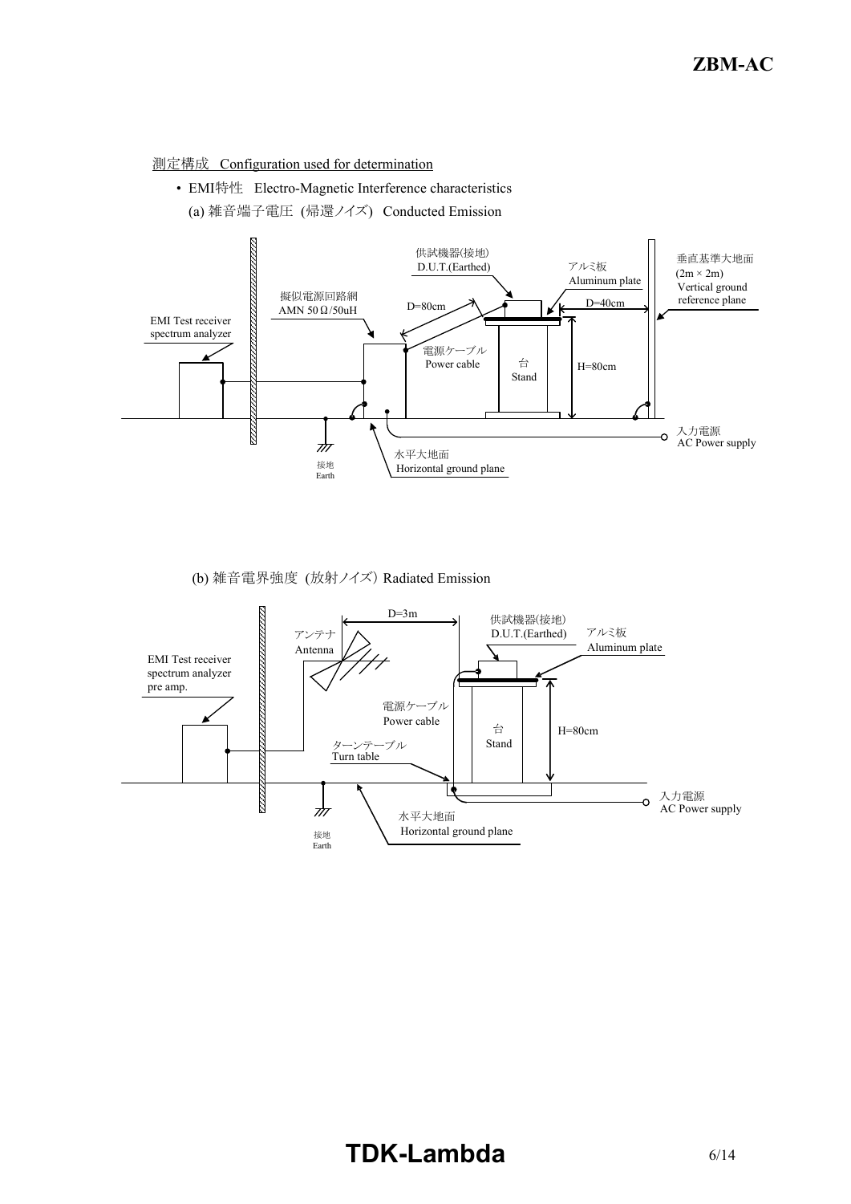測定構成　Configuration used for determination

- EMI特性　Electro-Magnetic Interference characteristics

(a) 雑音端子電圧 (帰還ノイズ)　Conducted Emission

供試機器(接地) D.U.T.(Earthed)

アルミ板 Aluminum plate

垂直基準大地面 (2m × 2m) Vertical ground reference plane

擬似電源回路網 AMN 50Ω/50uH

EMI Test receiver spectrum analyzer

D=80cm

D=40cm

電源ケーブル Power cable

台 Stand

H=80cm

入力電源 AC Power supply

水平大地面 Horizontal ground plane

接地 Earth

(b) 雑音電界強度 (放射ノイズ) Radiated Emission

D=3m

供試機器(接地) D.U.T.(Earthed)

アルミ板 Aluminum plate

アンテナ Antenna

EMI Test receiver spectrum analyzer pre amp.

電源ケーブル Power cable

台 Stand

H=80cm

ターンテーブル Turn table

入力電源 AC Power supply

水平大地面 Horizontal ground plane

接地 Earth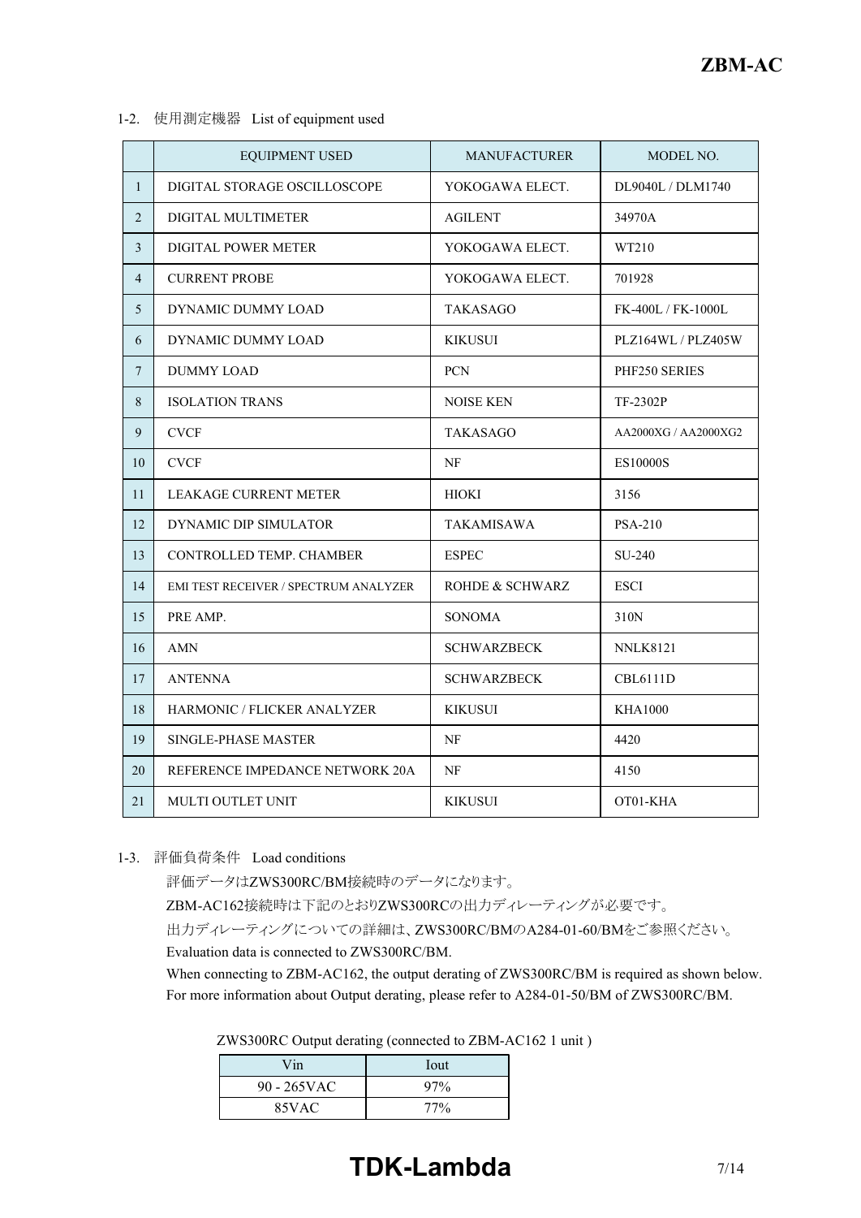### 1-2. 使用測定機器 List of equipment used

| | EQUIPMENT USED | MANUFACTURER | MODEL NO. |
|---|---|---|---|
| 1 | DIGITAL STORAGE OSCILLOSCOPE | YOKOGAWA ELECT. | DL9040L / DLM1740 |
| 2 | DIGITAL MULTIMETER | AGILENT | 34970A |
| 3 | DIGITAL POWER METER | YOKOGAWA ELECT. | WT210 |
| 4 | CURRENT PROBE | YOKOGAWA ELECT. | 701928 |
| 5 | DYNAMIC DUMMY LOAD | TAKASAGO | FK-400L / FK-1000L |
| 6 | DYNAMIC DUMMY LOAD | KIKUSUI | PLZ164WL / PLZ405W |
| 7 | DUMMY LOAD | PCN | PHF250 SERIES |
| 8 | ISOLATION TRANS | NOISE KEN | TF-2302P |
| 9 | CVCF | TAKASAGO | AA2000XG / AA2000XG2 |
| 10 | CVCF | NF | ES10000S |
| 11 | LEAKAGE CURRENT METER | HIOKI | 3156 |
| 12 | DYNAMIC DIP SIMULATOR | TAKAMISAWA | PSA-210 |
| 13 | CONTROLLED TEMP. CHAMBER | ESPEC | SU-240 |
| 14 | EMI TEST RECEIVER / SPECTRUM ANALYZER | ROHDE & SCHWARZ | ESCI |
| 15 | PRE AMP. | SONOMA | 310N |
| 16 | AMN | SCHWARZBECK | NNLK8121 |
| 17 | ANTENNA | SCHWARZBECK | CBL6111D |
| 18 | HARMONIC / FLICKER ANALYZER | KIKUSUI | KHA1000 |
| 19 | SINGLE-PHASE MASTER | NF | 4420 |
| 20 | REFERENCE IMPEDANCE NETWORK 20A | NF | 4150 |
| 21 | MULTI OUTLET UNIT | KIKUSUI | OT01-KHA |

### 1-3. 評価負荷条件 Load conditions

評価データはZWS300RC/BM接続時のデータになります。

ZBM-AC162接続時は下記のとおりZWS300RCの出力ディレーティングが必要です。

出力ディレーティングについての詳細は、ZWS300RC/BMのA284-01-60/BMをご参照ください。

Evaluation data is connected to ZWS300RC/BM.

When connecting to ZBM-AC162, the output derating of ZWS300RC/BM is required as shown below.

For more information about Output derating, please refer to A284-01-50/BM of ZWS300RC/BM.

ZWS300RC Output derating (connected to ZBM-AC162 1 unit )

| Vin | Iout |
|---|---|
| 90 - 265VAC | 97% |
| 85VAC | 77% |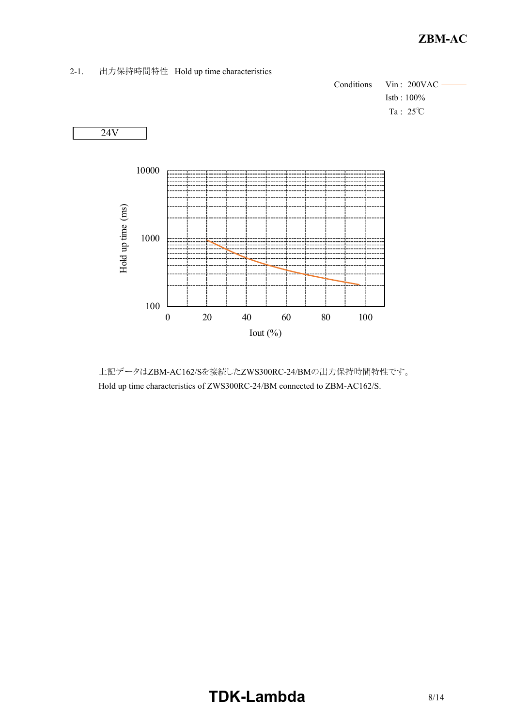## 2-1. 出力保持時間特性 Hold up time characteristics

Conditions Vin : 200VAC ———
Istb : 100%
Ta : 25℃

24V

上記データはZBM-AC162/Sを接続したZWS300RC-24/BMの出力保持時間特性です。
Hold up time characteristics of ZWS300RC-24/BM connected to ZBM-AC162/S.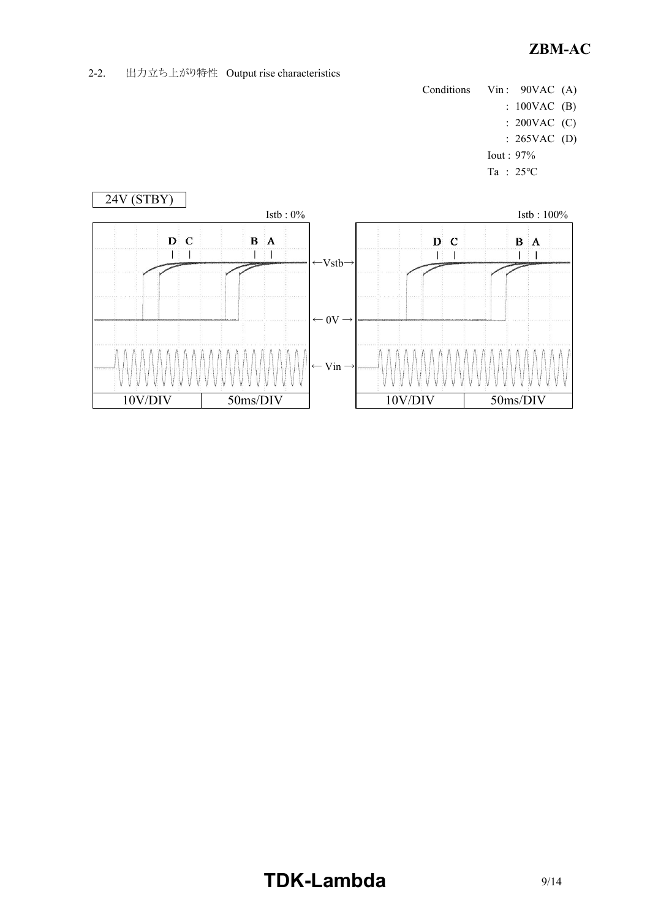## 2-2. 出力立ち上がり特性 Output rise characteristics

Conditions Vin : 90VAC (A)

: 100VAC (B)

: 200VAC (C)

: 265VAC (D)

Iout : 97%

Ta : 25℃

24V (STBY)

Istb : 0%

Istb : 100%

D C B A

←Vstb→

← 0V →

← Vin →

| 10V/DIV | 50ms/DIV |
|---|---|

| 10V/DIV | 50ms/DIV |
|---|---|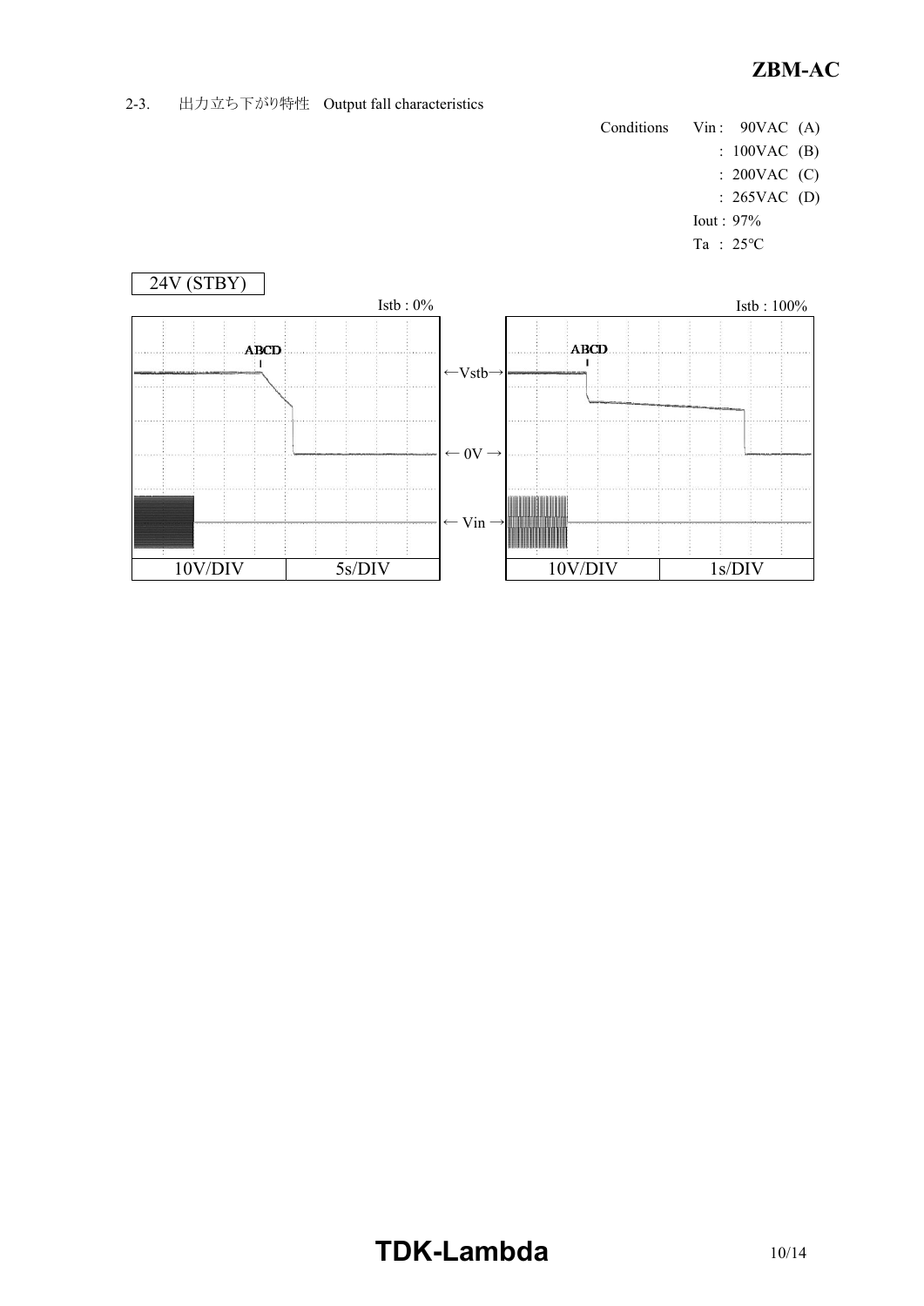2-3. 出力立ち下がり特性 Output fall characteristics

Conditions Vin : 90VAC (A)
: 100VAC (B)
: 200VAC (C)
: 265VAC (D)
Iout : 97%
Ta : 25℃

24V (STBY)

Istb : 0%

Istb : 100%

ABCD

ABCD

←Vstb→

← 0V →

← Vin →

| 10V/DIV | 5s/DIV |
|---|---|

| 10V/DIV | 1s/DIV |
|---|---|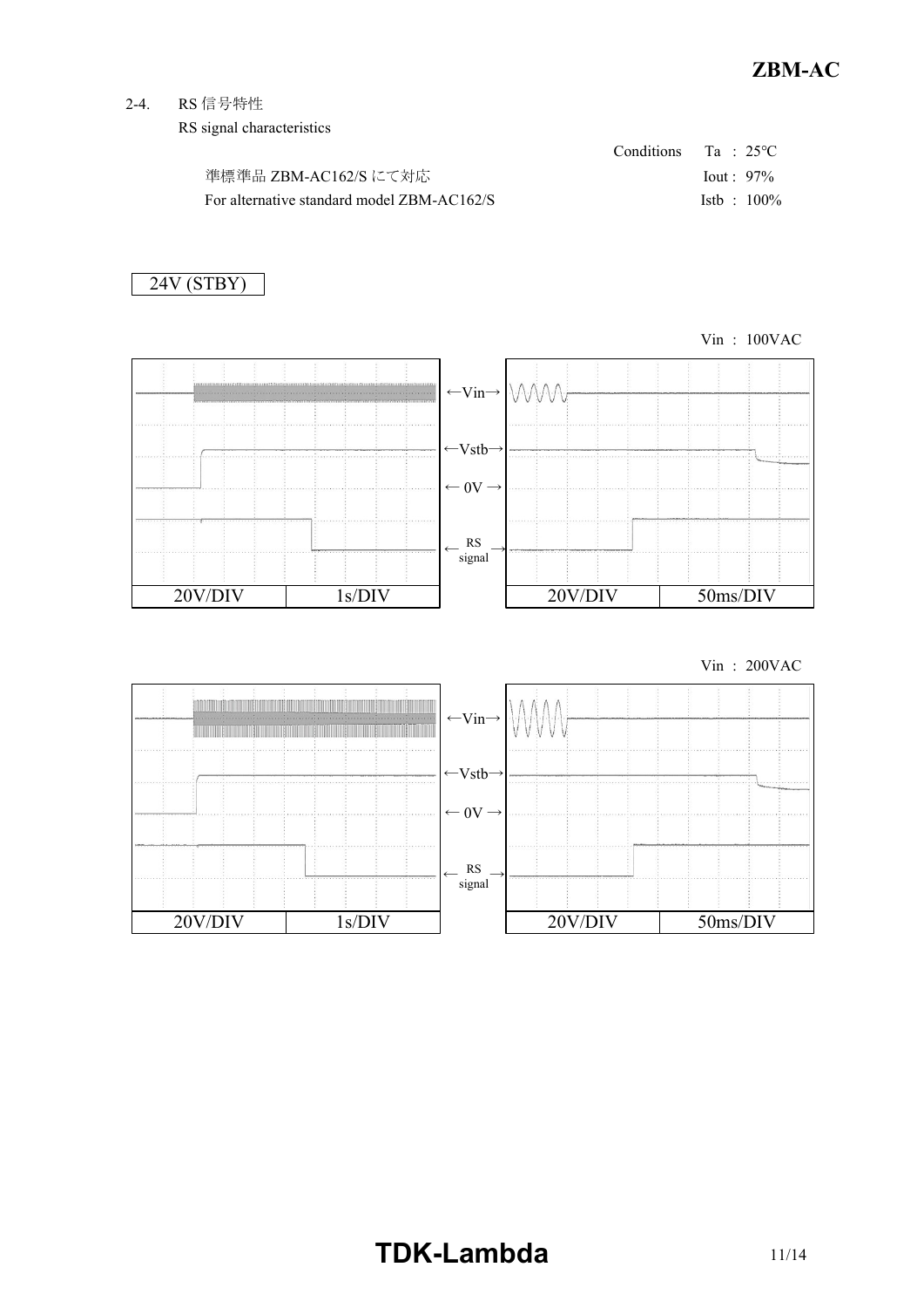2-4. RS 信号特性

RS signal characteristics

| | Conditions | |
|---|---|---|
| 準標準品 ZBM-AC162/S にて対応 | Ta : 25°C | |
| For alternative standard model ZBM-AC162/S | Iout : 97% | |
| | Istb : 100% | |

24V (STBY)

Vin : 100VAC

←Vin→

←Vstb→

← 0V →

← RS signal →

| 20V/DIV | 1s/DIV |
|---|---|

| 20V/DIV | 50ms/DIV |
|---|---|

Vin : 200VAC

←Vin→

←Vstb→

← 0V →

← RS signal →

| 20V/DIV | 1s/DIV |
|---|---|

| 20V/DIV | 50ms/DIV |
|---|---|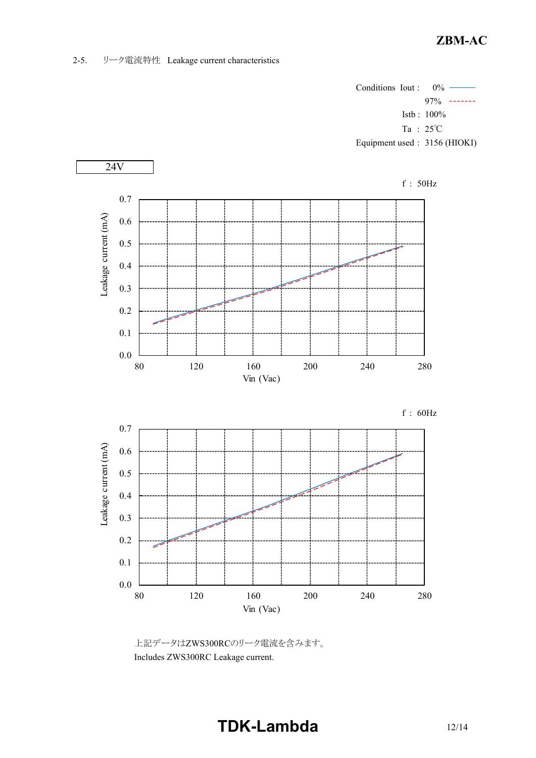## 2-5. リーク電流特性 Leakage current characteristics

Conditions Iout : 0% ———  
97% - - - - - - -  
Istb : 100%  
Ta : 25℃  
Equipment used : 3156 (HIOKI)

24V

f : 50Hz

Leakage current (mA) vs. Vin (Vac)

f : 60Hz

Leakage current (mA) vs. Vin (Vac)

上記データはZWS300RCのリーク電流を含みます。  
Includes ZWS300RC Leakage current.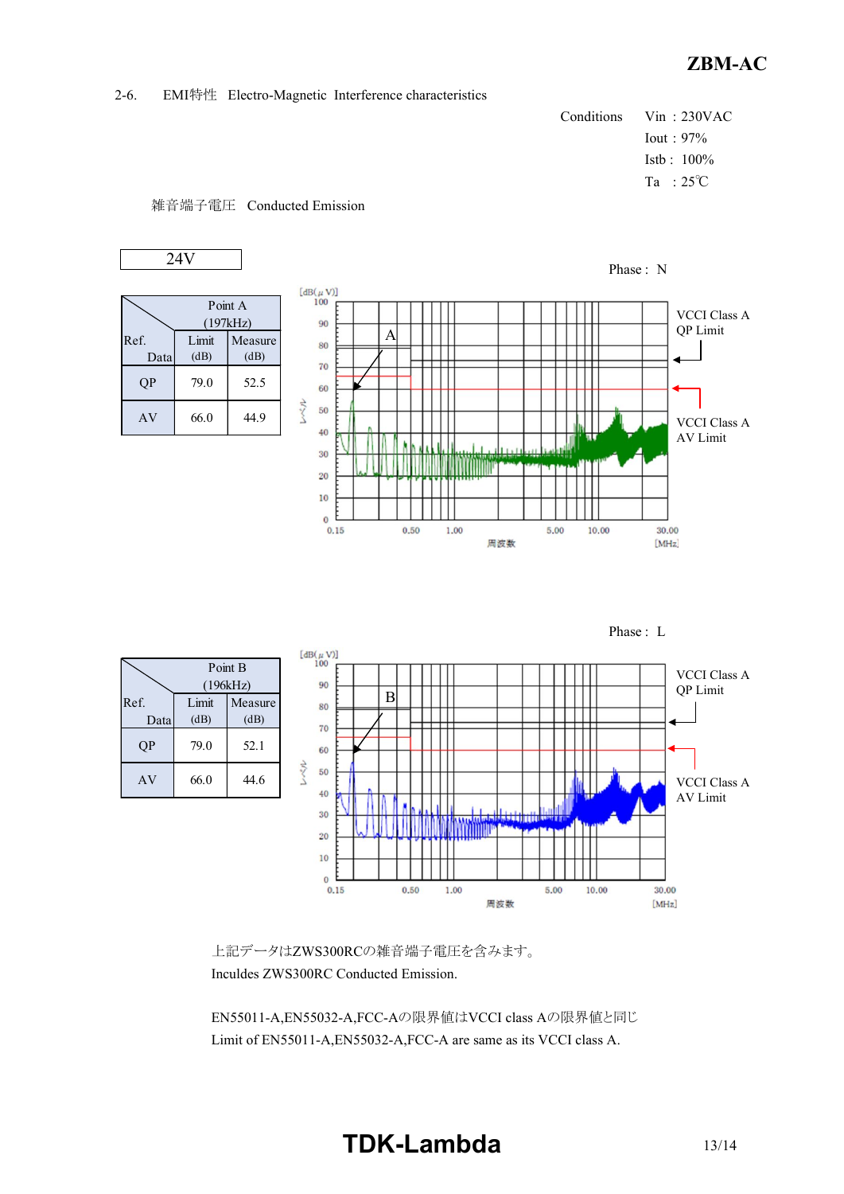2-6. EMI特性 Electro-Magnetic Interference characteristics

Conditions
Vin : 230VAC
Iout : 97%
Istb : 100%
Ta : 25℃

雑音端子電圧 Conducted Emission

24V

Phase : N

| Ref. / Data | Point A (197kHz) Limit (dB) | Measure (dB) |
|---|---|---|
| QP | 79.0 | 52.5 |
| AV | 66.0 | 44.9 |

VCCI Class A QP Limit

VCCI Class A AV Limit

Phase : L

| Ref. / Data | Point B (196kHz) Limit (dB) | Measure (dB) |
|---|---|---|
| QP | 79.0 | 52.1 |
| AV | 66.0 | 44.6 |

VCCI Class A QP Limit

VCCI Class A AV Limit

上記データはZWS300RCの雑音端子電圧を含みます。
Inculdes ZWS300RC Conducted Emission.

EN55011-A,EN55032-A,FCC-Aの限界値はVCCI class Aの限界値と同じ
Limit of EN55011-A,EN55032-A,FCC-A are same as its VCCI class A.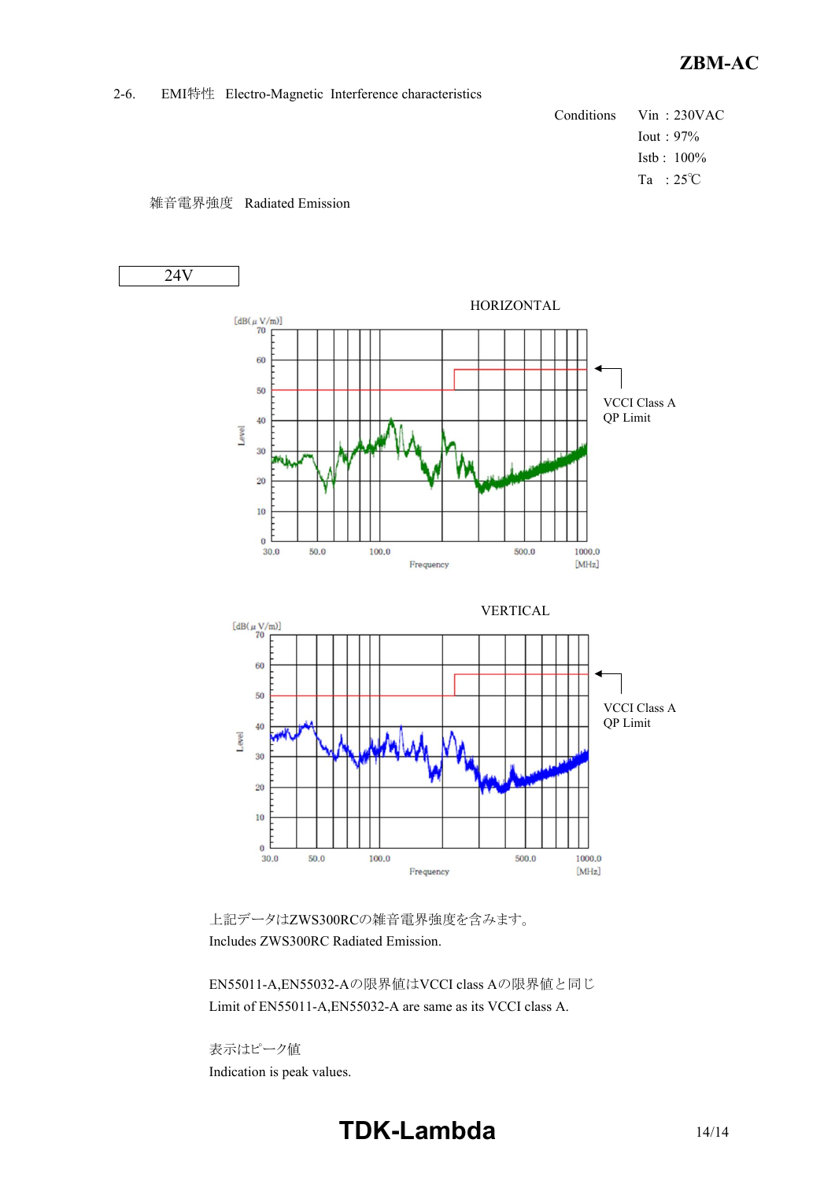## 2-6. EMI特性 Electro-Magnetic Interference characteristics

Conditions Vin : 230VAC
Iout : 97%
Istb : 100%
Ta : 25℃

雑音電界強度 Radiated Emission

24V

HORIZONTAL

[dB(μV/m)]
70
60
50
40
30
20
10
0
Level
30.0
50.0
100.0
500.0
1000.0
Frequency
[MHz]
VCCI Class A
QP Limit

VERTICAL

[dB(μV/m)]
70
60
50
40
30
20
10
0
Level
30.0
50.0
100.0
500.0
1000.0
Frequency
[MHz]
VCCI Class A
QP Limit

上記データはZWS300RCの雑音電界強度を含みます。
Includes ZWS300RC Radiated Emission.

EN55011-A,EN55032-Aの限界値はVCCI class Aの限界値と同じ
Limit of EN55011-A,EN55032-A are same as its VCCI class A.

表示はピーク値
Indication is peak values.